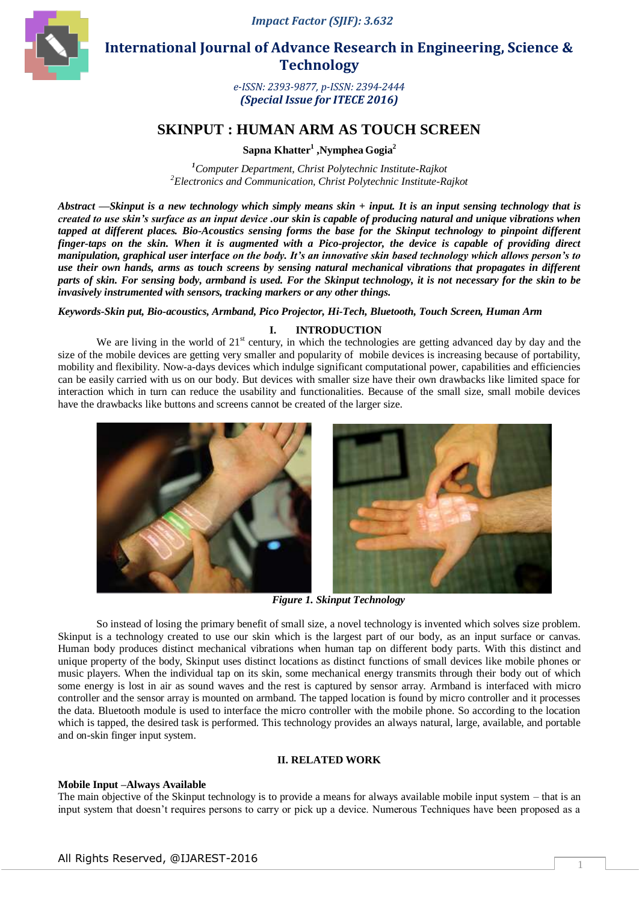# SKINPUT : HUMAN ARM AS TOUCH SCREEN

**Sapna Khatter[1] ,Nymphea Gogia[2]**

*[1]Computer Department, Christ Polytechnic Institute-Rajkot*
*[2]Electronics and Communication, Christ Polytechnic Institute-Rajkot*

***Abstract —Skinput is a new technology which simply means skin + input. It is an input sensing technology that is created to use skin's surface as an input device .our skin is capable of producing natural and unique vibrations when tapped at different places. Bio-Acoustics sensing forms the base for the Skinput technology to pinpoint different finger-taps on the skin. When it is augmented with a Pico-projector, the device is capable of providing direct manipulation, graphical user interface on the body. It's an innovative skin based technology which allows person's to use their own hands, arms as touch screens by sensing natural mechanical vibrations that propagates in different parts of skin. For sensing body, armband is used. For the Skinput technology, it is not necessary for the skin to be invasively instrumented with sensors, tracking markers or any other things.***

***Keywords-Skin put, Bio-acoustics, Armband, Pico Projector, Hi-Tech, Bluetooth, Touch Screen, Human Arm***

## I. INTRODUCTION

We are living in the world of 21st century, in which the technologies are getting advanced day by day and the size of the mobile devices are getting very smaller and popularity of mobile devices is increasing because of portability, mobility and flexibility. Now-a-days devices which indulge significant computational power, capabilities and efficiencies can be easily carried with us on our body. But devices with smaller size have their own drawbacks like limited space for interaction which in turn can reduce the usability and functionalities. Because of the small size, small mobile devices have the drawbacks like buttons and screens cannot be created of the larger size.

*Figure 1. Skinput Technology*

So instead of losing the primary benefit of small size, a novel technology is invented which solves size problem. Skinput is a technology created to use our skin which is the largest part of our body, as an input surface or canvas. Human body produces distinct mechanical vibrations when human tap on different body parts. With this distinct and unique property of the body, Skinput uses distinct locations as distinct functions of small devices like mobile phones or music players. When the individual tap on its skin, some mechanical energy transmits through their body out of which some energy is lost in air as sound waves and the rest is captured by sensor array. Armband is interfaced with micro controller and the sensor array is mounted on armband. The tapped location is found by micro controller and it processes the data. Bluetooth module is used to interface the micro controller with the mobile phone. So according to the location which is tapped, the desired task is performed. This technology provides an always natural, large, available, and portable and on-skin finger input system.

## II. RELATED WORK

**Mobile Input –Always Available**

The main objective of the Skinput technology is to provide a means for always available mobile input system – that is an input system that doesn't requires persons to carry or pick up a device. Numerous Techniques have been proposed as a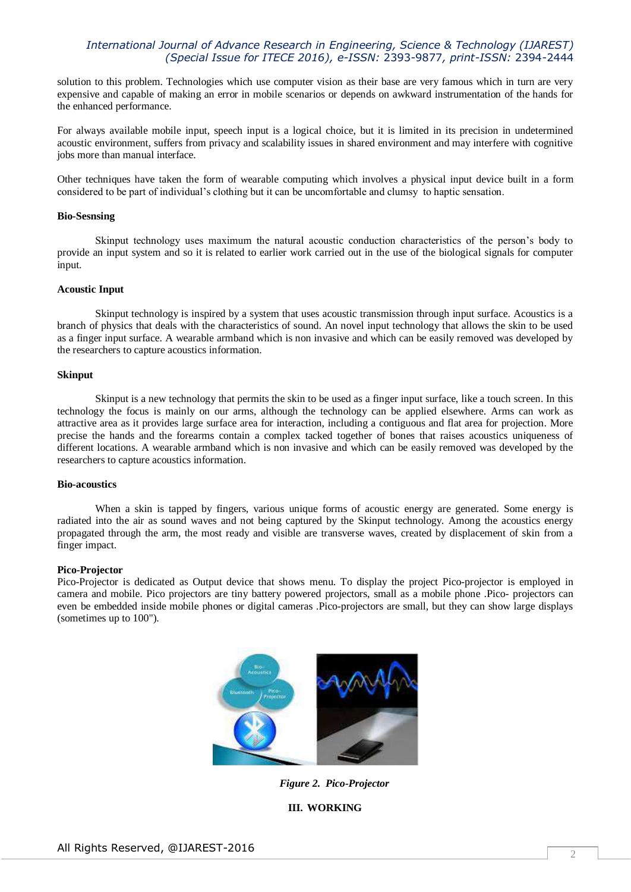solution to this problem. Technologies which use computer vision as their base are very famous which in turn are very expensive and capable of making an error in mobile scenarios or depends on awkward instrumentation of the hands for the enhanced performance.

For always available mobile input, speech input is a logical choice, but it is limited in its precision in undetermined acoustic environment, suffers from privacy and scalability issues in shared environment and may interfere with cognitive jobs more than manual interface.

Other techniques have taken the form of wearable computing which involves a physical input device built in a form considered to be part of individual's clothing but it can be uncomfortable and clumsy to haptic sensation.

**Bio-Sesnsing**

Skinput technology uses maximum the natural acoustic conduction characteristics of the person's body to provide an input system and so it is related to earlier work carried out in the use of the biological signals for computer input.

**Acoustic Input**

Skinput technology is inspired by a system that uses acoustic transmission through input surface. Acoustics is a branch of physics that deals with the characteristics of sound. An novel input technology that allows the skin to be used as a finger input surface. A wearable armband which is non invasive and which can be easily removed was developed by the researchers to capture acoustics information.

**Skinput**

Skinput is a new technology that permits the skin to be used as a finger input surface, like a touch screen. In this technology the focus is mainly on our arms, although the technology can be applied elsewhere. Arms can work as attractive area as it provides large surface area for interaction, including a contiguous and flat area for projection. More precise the hands and the forearms contain a complex tacked together of bones that raises acoustics uniqueness of different locations. A wearable armband which is non invasive and which can be easily removed was developed by the researchers to capture acoustics information.

**Bio-acoustics**

When a skin is tapped by fingers, various unique forms of acoustic energy are generated. Some energy is radiated into the air as sound waves and not being captured by the Skinput technology. Among the acoustics energy propagated through the arm, the most ready and visible are transverse waves, created by displacement of skin from a finger impact.

**Pico-Projector**

Pico-Projector is dedicated as Output device that shows menu. To display the project Pico-projector is employed in camera and mobile. Pico projectors are tiny battery powered projectors, small as a mobile phone .Pico- projectors can even be embedded inside mobile phones or digital cameras .Pico-projectors are small, but they can show large displays (sometimes up to 100").

*Figure 2. Pico-Projector*

## III. WORKING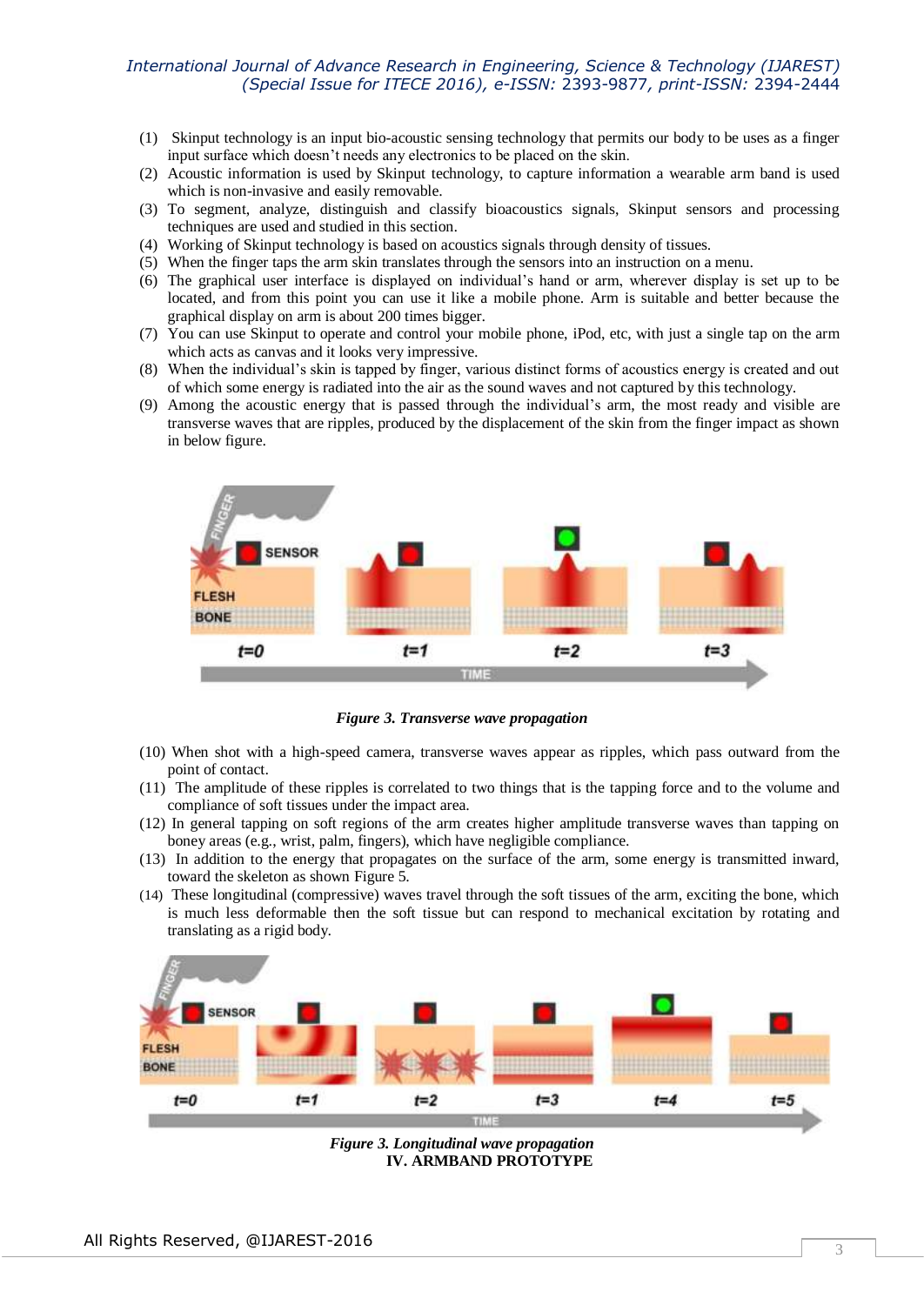(1) Skinput technology is an input bio-acoustic sensing technology that permits our body to be uses as a finger input surface which doesn't needs any electronics to be placed on the skin.

(2) Acoustic information is used by Skinput technology, to capture information a wearable arm band is used which is non-invasive and easily removable.

(3) To segment, analyze, distinguish and classify bioacoustics signals, Skinput sensors and processing techniques are used and studied in this section.

(4) Working of Skinput technology is based on acoustics signals through density of tissues.

(5) When the finger taps the arm skin translates through the sensors into an instruction on a menu.

(6) The graphical user interface is displayed on individual's hand or arm, wherever display is set up to be located, and from this point you can use it like a mobile phone. Arm is suitable and better because the graphical display on arm is about 200 times bigger.

(7) You can use Skinput to operate and control your mobile phone, iPod, etc, with just a single tap on the arm which acts as canvas and it looks very impressive.

(8) When the individual's skin is tapped by finger, various distinct forms of acoustics energy is created and out of which some energy is radiated into the air as the sound waves and not captured by this technology.

(9) Among the acoustic energy that is passed through the individual's arm, the most ready and visible are transverse waves that are ripples, produced by the displacement of the skin from the finger impact as shown in below figure.

***Figure 3. Transverse wave propagation***

(10) When shot with a high-speed camera, transverse waves appear as ripples, which pass outward from the point of contact.

(11) The amplitude of these ripples is correlated to two things that is the tapping force and to the volume and compliance of soft tissues under the impact area.

(12) In general tapping on soft regions of the arm creates higher amplitude transverse waves than tapping on boney areas (e.g., wrist, palm, fingers), which have negligible compliance.

(13) In addition to the energy that propagates on the surface of the arm, some energy is transmitted inward, toward the skeleton as shown Figure 5.

(14) These longitudinal (compressive) waves travel through the soft tissues of the arm, exciting the bone, which is much less deformable then the soft tissue but can respond to mechanical excitation by rotating and translating as a rigid body.

***Figure 3. Longitudinal wave propagation***

## IV. ARMBAND PROTOTYPE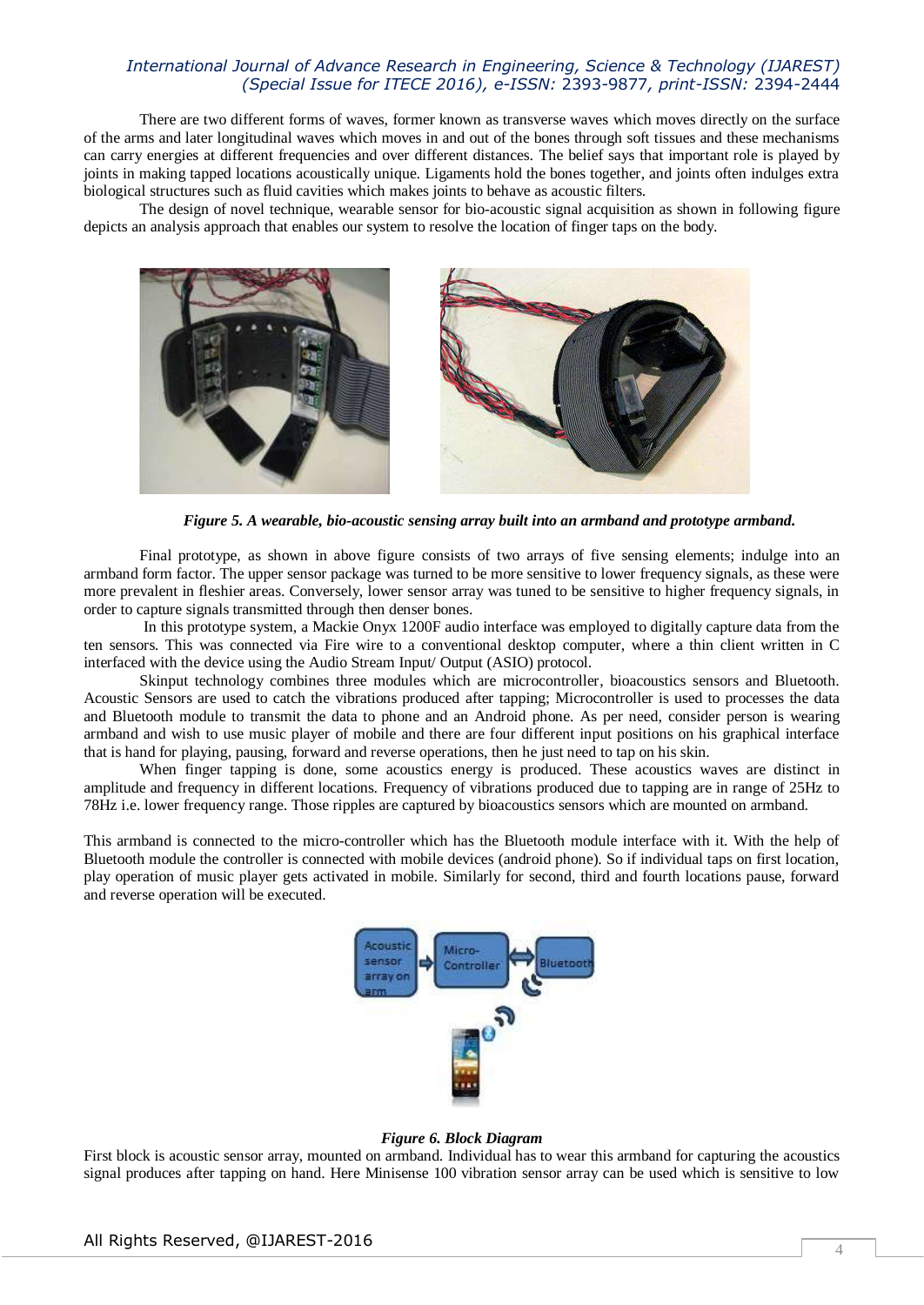There are two different forms of waves, former known as transverse waves which moves directly on the surface of the arms and later longitudinal waves which moves in and out of the bones through soft tissues and these mechanisms can carry energies at different frequencies and over different distances. The belief says that important role is played by joints in making tapped locations acoustically unique. Ligaments hold the bones together, and joints often indulges extra biological structures such as fluid cavities which makes joints to behave as acoustic filters.

The design of novel technique, wearable sensor for bio-acoustic signal acquisition as shown in following figure depicts an analysis approach that enables our system to resolve the location of finger taps on the body.

***Figure 5. A wearable, bio-acoustic sensing array built into an armband and prototype armband.***

Final prototype, as shown in above figure consists of two arrays of five sensing elements; indulge into an armband form factor. The upper sensor package was turned to be more sensitive to lower frequency signals, as these were more prevalent in fleshier areas. Conversely, lower sensor array was tuned to be sensitive to higher frequency signals, in order to capture signals transmitted through then denser bones.

In this prototype system, a Mackie Onyx 1200F audio interface was employed to digitally capture data from the ten sensors. This was connected via Fire wire to a conventional desktop computer, where a thin client written in C interfaced with the device using the Audio Stream Input/ Output (ASIO) protocol.

Skinput technology combines three modules which are microcontroller, bioacoustics sensors and Bluetooth. Acoustic Sensors are used to catch the vibrations produced after tapping; Microcontroller is used to processes the data and Bluetooth module to transmit the data to phone and an Android phone. As per need, consider person is wearing armband and wish to use music player of mobile and there are four different input positions on his graphical interface that is hand for playing, pausing, forward and reverse operations, then he just need to tap on his skin.

When finger tapping is done, some acoustics energy is produced. These acoustics waves are distinct in amplitude and frequency in different locations. Frequency of vibrations produced due to tapping are in range of 25Hz to 78Hz i.e. lower frequency range. Those ripples are captured by bioacoustics sensors which are mounted on armband.

This armband is connected to the micro-controller which has the Bluetooth module interface with it. With the help of Bluetooth module the controller is connected with mobile devices (android phone). So if individual taps on first location, play operation of music player gets activated in mobile. Similarly for second, third and fourth locations pause, forward and reverse operation will be executed.

***Figure 6. Block Diagram***

First block is acoustic sensor array, mounted on armband. Individual has to wear this armband for capturing the acoustics signal produces after tapping on hand. Here Minisense 100 vibration sensor array can be used which is sensitive to low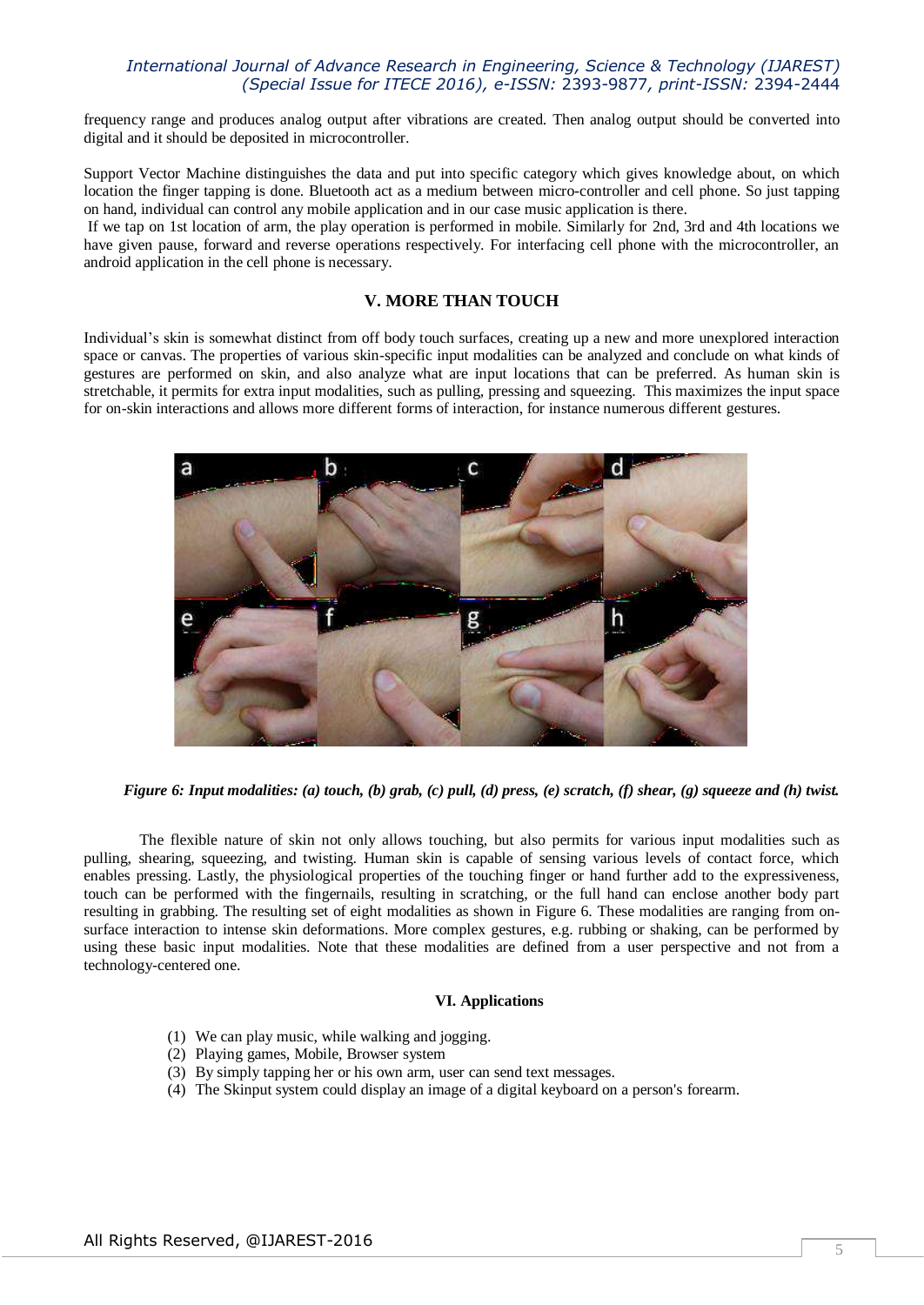frequency range and produces analog output after vibrations are created. Then analog output should be converted into digital and it should be deposited in microcontroller.

Support Vector Machine distinguishes the data and put into specific category which gives knowledge about, on which location the finger tapping is done. Bluetooth act as a medium between micro-controller and cell phone. So just tapping on hand, individual can control any mobile application and in our case music application is there.

If we tap on 1st location of arm, the play operation is performed in mobile. Similarly for 2nd, 3rd and 4th locations we have given pause, forward and reverse operations respectively. For interfacing cell phone with the microcontroller, an android application in the cell phone is necessary.

## V. MORE THAN TOUCH

Individual's skin is somewhat distinct from off body touch surfaces, creating up a new and more unexplored interaction space or canvas. The properties of various skin-specific input modalities can be analyzed and conclude on what kinds of gestures are performed on skin, and also analyze what are input locations that can be preferred. As human skin is stretchable, it permits for extra input modalities, such as pulling, pressing and squeezing. This maximizes the input space for on-skin interactions and allows more different forms of interaction, for instance numerous different gestures.

***Figure 6: Input modalities: (a) touch, (b) grab, (c) pull, (d) press, (e) scratch, (f) shear, (g) squeeze and (h) twist.***

The flexible nature of skin not only allows touching, but also permits for various input modalities such as pulling, shearing, squeezing, and twisting. Human skin is capable of sensing various levels of contact force, which enables pressing. Lastly, the physiological properties of the touching finger or hand further add to the expressiveness, touch can be performed with the fingernails, resulting in scratching, or the full hand can enclose another body part resulting in grabbing. The resulting set of eight modalities as shown in Figure 6. These modalities are ranging from on-surface interaction to intense skin deformations. More complex gestures, e.g. rubbing or shaking, can be performed by using these basic input modalities. Note that these modalities are defined from a user perspective and not from a technology-centered one.

### VI. Applications

(1) We can play music, while walking and jogging.
(2) Playing games, Mobile, Browser system
(3) By simply tapping her or his own arm, user can send text messages.
(4) The Skinput system could display an image of a digital keyboard on a person's forearm.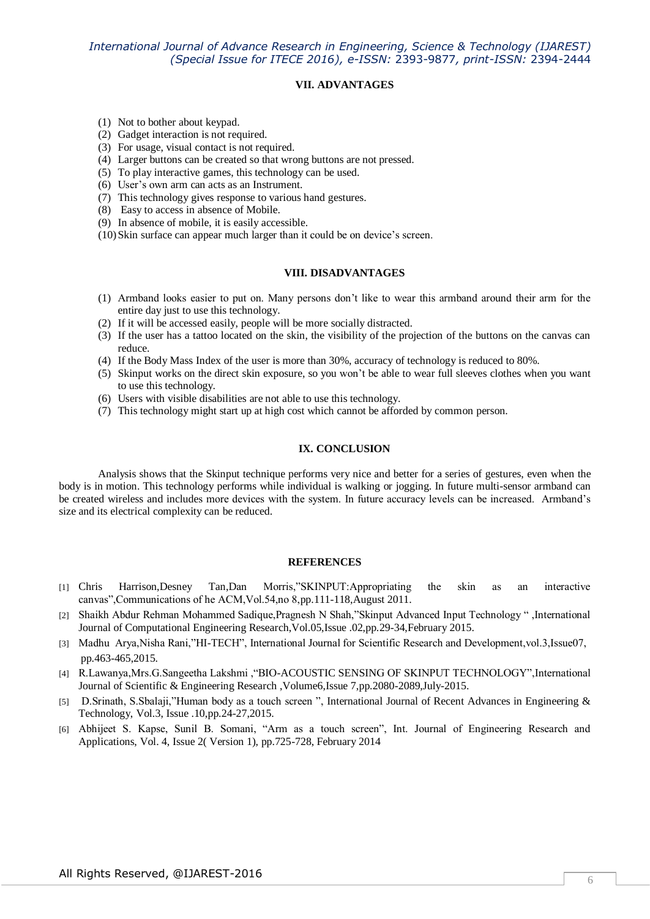## VII. ADVANTAGES

(1) Not to bother about keypad.
(2) Gadget interaction is not required.
(3) For usage, visual contact is not required.
(4) Larger buttons can be created so that wrong buttons are not pressed.
(5) To play interactive games, this technology can be used.
(6) User's own arm can acts as an Instrument.
(7) This technology gives response to various hand gestures.
(8) Easy to access in absence of Mobile.
(9) In absence of mobile, it is easily accessible.
(10) Skin surface can appear much larger than it could be on device's screen.

## VIII. DISADVANTAGES

(1) Armband looks easier to put on. Many persons don't like to wear this armband around their arm for the entire day just to use this technology.
(2) If it will be accessed easily, people will be more socially distracted.
(3) If the user has a tattoo located on the skin, the visibility of the projection of the buttons on the canvas can reduce.
(4) If the Body Mass Index of the user is more than 30%, accuracy of technology is reduced to 80%.
(5) Skinput works on the direct skin exposure, so you won't be able to wear full sleeves clothes when you want to use this technology.
(6) Users with visible disabilities are not able to use this technology.
(7) This technology might start up at high cost which cannot be afforded by common person.

## IX. CONCLUSION

Analysis shows that the Skinput technique performs very nice and better for a series of gestures, even when the body is in motion. This technology performs while individual is walking or jogging. In future multi-sensor armband can be created wireless and includes more devices with the system. In future accuracy levels can be increased. Armband's size and its electrical complexity can be reduced.

## REFERENCES

[1] Chris Harrison,Desney Tan,Dan Morris,"SKINPUT:Appropriating the skin as an interactive canvas",Communications of he ACM,Vol.54,no 8,pp.111-118,August 2011.

[2] Shaikh Abdur Rehman Mohammed Sadique,Pragnesh N Shah,"Skinput Advanced Input Technology " ,International Journal of Computational Engineering Research,Vol.05,Issue .02,pp.29-34,February 2015.

[3] Madhu Arya,Nisha Rani,"HI-TECH", International Journal for Scientific Research and Development,vol.3,Issue07, pp.463-465,2015.

[4] R.Lawanya,Mrs.G.Sangeetha Lakshmi ,"BIO-ACOUSTIC SENSING OF SKINPUT TECHNOLOGY",International Journal of Scientific & Engineering Research ,Volume6,Issue 7,pp.2080-2089,July-2015.

[5] D.Srinath, S.Sbalaji,"Human body as a touch screen ", International Journal of Recent Advances in Engineering & Technology, Vol.3, Issue .10,pp.24-27,2015.

[6] Abhijeet S. Kapse, Sunil B. Somani, "Arm as a touch screen", Int. Journal of Engineering Research and Applications, Vol. 4, Issue 2( Version 1), pp.725-728, February 2014